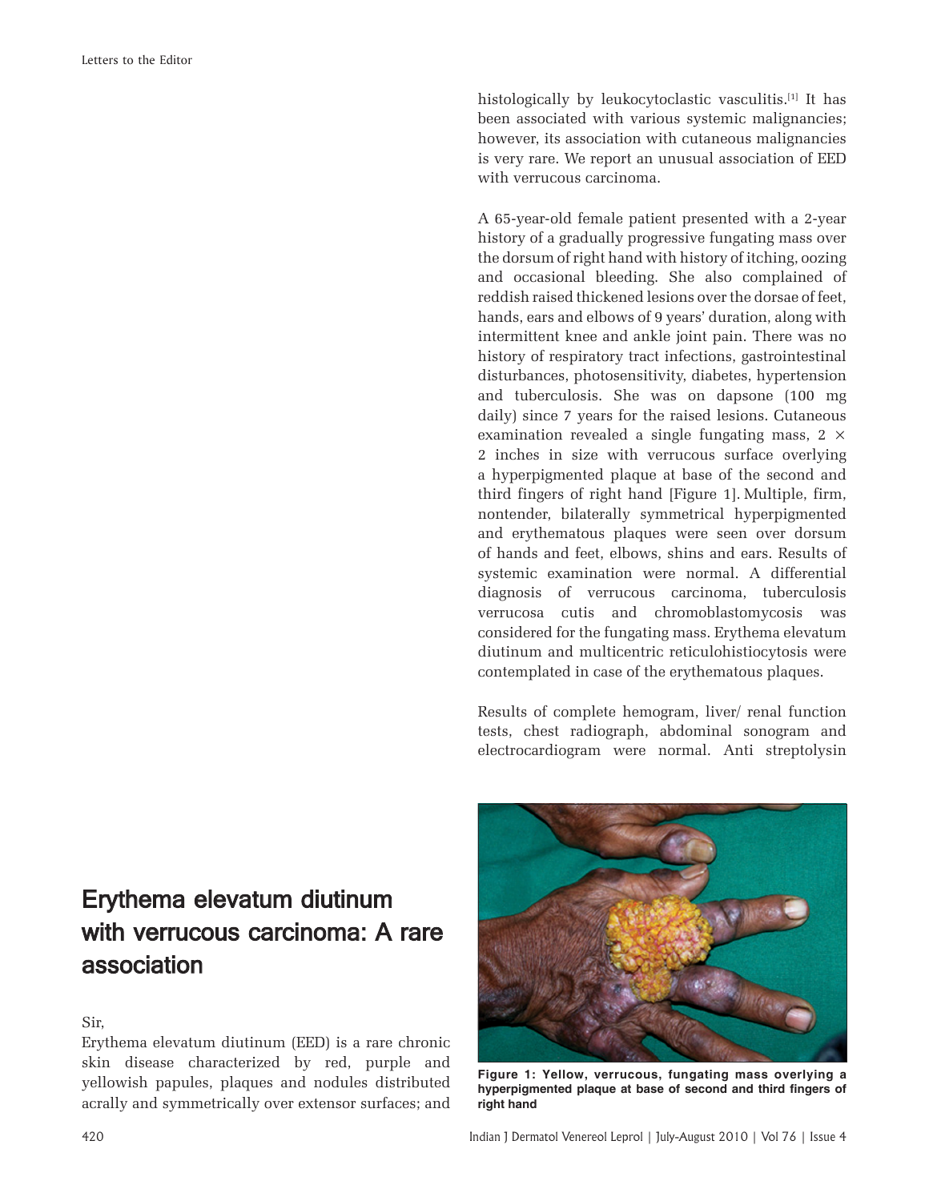# Erythema elevatum diutinum with verrucous carcinoma: A rare association

Sir,

Erythema elevatum diutinum (EED) is a rare chronic skin disease characterized by red, purple and yellowish papules, plaques and nodules distributed acrally and symmetrically over extensor surfaces; and histologically by leukocytoclastic vasculitis.[1] It has been associated with various systemic malignancies; however, its association with cutaneous malignancies is very rare. We report an unusual association of EED with verrucous carcinoma.

A 65-year-old female patient presented with a 2-year history of a gradually progressive fungating mass over the dorsum of right hand with history of itching, oozing and occasional bleeding. She also complained of reddish raised thickened lesions over the dorsae of feet, hands, ears and elbows of 9 years' duration, along with intermittent knee and ankle joint pain. There was no history of respiratory tract infections, gastrointestinal disturbances, photosensitivity, diabetes, hypertension and tuberculosis. She was on dapsone (100 mg daily) since 7 years for the raised lesions. Cutaneous examination revealed a single fungating mass, 2 × 2 inches in size with verrucous surface overlying a hyperpigmented plaque at base of the second and third fingers of right hand [Figure 1]. Multiple, firm, nontender, bilaterally symmetrical hyperpigmented and erythematous plaques were seen over dorsum of hands and feet, elbows, shins and ears. Results of systemic examination were normal. A differential diagnosis of verrucous carcinoma, tuberculosis verrucosa cutis and chromoblastomycosis was considered for the fungating mass. Erythema elevatum diutinum and multicentric reticulohistiocytosis were contemplated in case of the erythematous plaques.

Results of complete hemogram, liver/ renal function tests, chest radiograph, abdominal sonogram and electrocardiogram were normal. Anti streptolysin

**Figure 1: Yellow, verrucous, fungating mass overlying a hyperpigmented plaque at base of second and third fingers of right hand**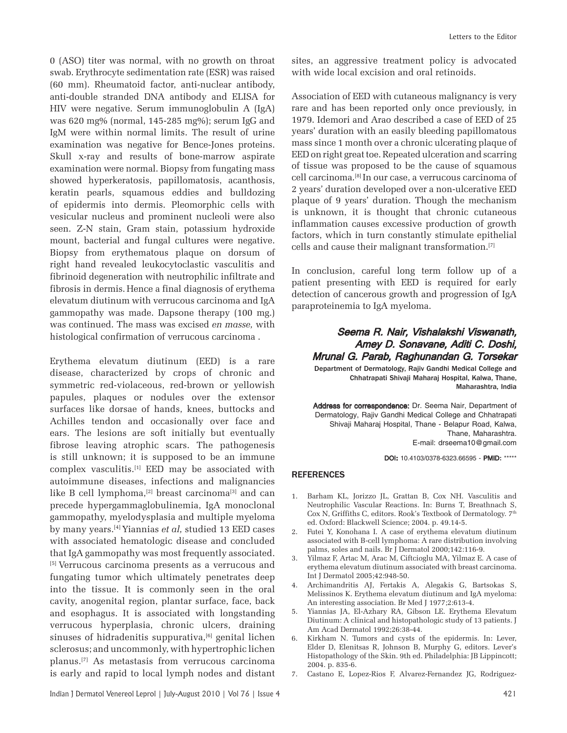0 (ASO) titer was normal, with no growth on throat swab. Erythrocyte sedimentation rate (ESR) was raised (60 mm). Rheumatoid factor, anti-nuclear antibody, anti-double stranded DNA antibody and ELISA for HIV were negative. Serum immunoglobulin A (IgA) was 620 mg% (normal, 145-285 mg%); serum IgG and IgM were within normal limits. The result of urine examination was negative for Bence-Jones proteins. Skull x-ray and results of bone-marrow aspirate examination were normal. Biopsy from fungating mass showed hyperkeratosis, papillomatosis, acanthosis, keratin pearls, squamous eddies and bulldozing of epidermis into dermis. Pleomorphic cells with vesicular nucleus and prominent nucleoli were also seen. Z-N stain, Gram stain, potassium hydroxide mount, bacterial and fungal cultures were negative. Biopsy from erythematous plaque on dorsum of right hand revealed leukocytoclastic vasculitis and fibrinoid degeneration with neutrophilic infiltrate and fibrosis in dermis. Hence a final diagnosis of erythema elevatum diutinum with verrucous carcinoma and IgA gammopathy was made. Dapsone therapy (100 mg.) was continued. The mass was excised *en masse*, with histological confirmation of verrucous carcinoma .

Erythema elevatum diutinum (EED) is a rare disease, characterized by crops of chronic and symmetric red-violaceous, red-brown or yellowish papules, plaques or nodules over the extensor surfaces like dorsae of hands, knees, buttocks and Achilles tendon and occasionally over face and ears. The lesions are soft initially but eventually fibrose leaving atrophic scars. The pathogenesis is still unknown; it is supposed to be an immune complex vasculitis.[1] EED may be associated with autoimmune diseases, infections and malignancies like B cell lymphoma,[2] breast carcinoma[3] and can precede hypergammaglobulinemia, IgA monoclonal gammopathy, myelodysplasia and multiple myeloma by many years.[4] Yiannias *et al,* studied 13 EED cases with associated hematologic disease and concluded that IgA gammopathy was most frequently associated.[5] Verrucous carcinoma presents as a verrucous and fungating tumor which ultimately penetrates deep into the tissue. It is commonly seen in the oral cavity, anogenital region, plantar surface, face, back and esophagus. It is associated with longstanding verrucous hyperplasia, chronic ulcers, draining sinuses of hidradenitis suppurativa,[6] genital lichen sclerosus; and uncommonly, with hypertrophic lichen planus.[7] As metastasis from verrucous carcinoma is early and rapid to local lymph nodes and distant sites, an aggressive treatment policy is advocated with wide local excision and oral retinoids.

Association of EED with cutaneous malignancy is very rare and has been reported only once previously, in 1979. Idemori and Arao described a case of EED of 25 years' duration with an easily bleeding papillomatous mass since 1 month over a chronic ulcerating plaque of EED on right great toe. Repeated ulceration and scarring of tissue was proposed to be the cause of squamous cell carcinoma.[8] In our case, a verrucous carcinoma of 2 years' duration developed over a non-ulcerative EED plaque of 9 years' duration. Though the mechanism is unknown, it is thought that chronic cutaneous inflammation causes excessive production of growth factors, which in turn constantly stimulate epithelial cells and cause their malignant transformation.[7]

In conclusion, careful long term follow up of a patient presenting with EED is required for early detection of cancerous growth and progression of IgA paraproteinemia to IgA myeloma.

***Seema R. Nair, Vishalakshi Viswanath, Amey D. Sonavane, Aditi C. Doshi, Mrunal G. Parab, Raghunandan G. Torsekar***

Department of Dermatology, Rajiv Gandhi Medical College and Chhatrapati Shivaji Maharaj Hospital, Kalwa, Thane, Maharashtra, India

**Address for correspondence:** Dr. Seema Nair, Department of Dermatology, Rajiv Gandhi Medical College and Chhatrapati Shivaji Maharaj Hospital, Thane - Belapur Road, Kalwa, Thane, Maharashtra. E-mail: drseema10@gmail.com

**DOI:** 10.4103/0378-6323.66595 - **PMID:** \*\*\*\*\*

## REFERENCES

1. Barham KL, Jorizzo JL, Grattan B, Cox NH. Vasculitis and Neutrophilic Vascular Reactions. In: Burns T, Breathnach S, Cox N, Griffiths C, editors. Rook's Textbook of Dermatology. 7th ed. Oxford: Blackwell Science; 2004. p. 49.14-5.
2. Futei Y, Konohana I. A case of erythema elevatum diutinum associated with B-cell lymphoma: A rare distribution involving palms, soles and nails. Br J Dermatol 2000;142:116-9.
3. Yilmaz F, Artac M, Arac M, Ciftcioglu MA, Yilmaz E. A case of erythema elevatum diutinum associated with breast carcinoma. Int J Dermatol 2005;42:948-50.
4. Archimandritis AJ, Fertakis A, Alegakis G, Bartsokas S, Melissinos K. Erythema elevatum diutinum and IgA myeloma: An interesting association. Br Med J 1977;2:613-4.
5. Yiannias JA, El-Azhary RA, Gibson LE. Erythema Elevatum Diutinum: A clinical and histopathologic study of 13 patients. J Am Acad Dermatol 1992;26:38-44.
6. Kirkham N. Tumors and cysts of the epidermis. In: Lever, Elder D, Elenitsas R, Johnson B, Murphy G, editors. Lever's Histopathology of the Skin. 9th ed. Philadelphia: JB Lippincott; 2004. p. 835-6.
7. Castano E, Lopez-Rios F, Alvarez-Fernandez JG, Rodriguez-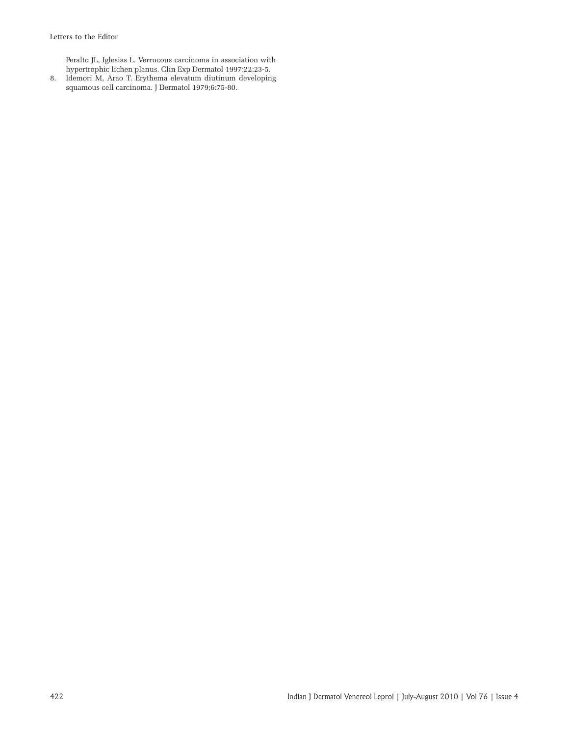Peralto JL, Iglesias L. Verrucous carcinoma in association with hypertrophic lichen planus. Clin Exp Dermatol 1997;22:23-5.

8. Idemori M, Arao T. Erythema elevatum diutinum developing squamous cell carcinoma. J Dermatol 1979;6:75-80.